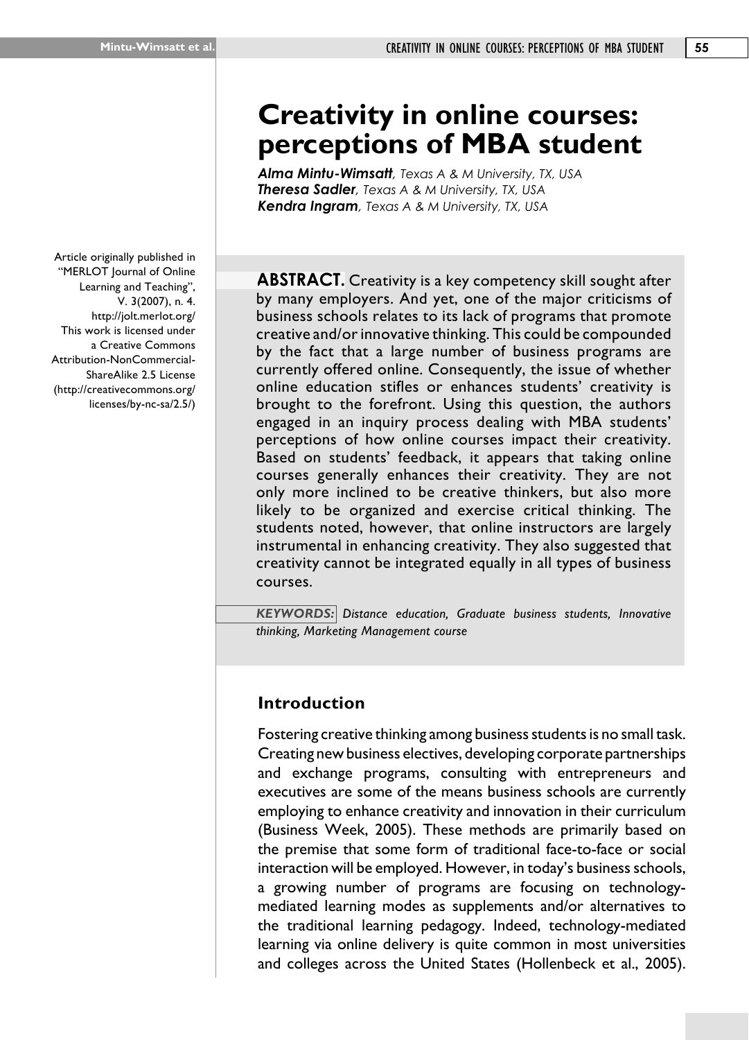# Creativity in online courses: perceptions of MBA student

***Alma Mintu-Wimsatt**, Texas A & M University, TX, USA*
***Theresa Sadler**, Texas A & M University, TX, USA*
***Kendra Ingram**, Texas A & M University, TX, USA*

Article originally published in "MERLOT Journal of Online Learning and Teaching", V. 3(2007), n. 4. http://jolt.merlot.org/ This work is licensed under a Creative Commons Attribution-NonCommercial-ShareAlike 2.5 License (http://creativecommons.org/licenses/by-nc-sa/2.5/)

**ABSTRACT.** Creativity is a key competency skill sought after by many employers. And yet, one of the major criticisms of business schools relates to its lack of programs that promote creative and/or innovative thinking. This could be compounded by the fact that a large number of business programs are currently offered online. Consequently, the issue of whether online education stifles or enhances students' creativity is brought to the forefront. Using this question, the authors engaged in an inquiry process dealing with MBA students' perceptions of how online courses impact their creativity. Based on students' feedback, it appears that taking online courses generally enhances their creativity. They are not only more inclined to be creative thinkers, but also more likely to be organized and exercise critical thinking. The students noted, however, that online instructors are largely instrumental in enhancing creativity. They also suggested that creativity cannot be integrated equally in all types of business courses.

***KEYWORDS:** Distance education, Graduate business students, Innovative thinking, Marketing Management course*

## Introduction

Fostering creative thinking among business students is no small task. Creating new business electives, developing corporate partnerships and exchange programs, consulting with entrepreneurs and executives are some of the means business schools are currently employing to enhance creativity and innovation in their curriculum (Business Week, 2005). These methods are primarily based on the premise that some form of traditional face-to-face or social interaction will be employed. However, in today's business schools, a growing number of programs are focusing on technology-mediated learning modes as supplements and/or alternatives to the traditional learning pedagogy. Indeed, technology-mediated learning via online delivery is quite common in most universities and colleges across the United States (Hollenbeck et al., 2005).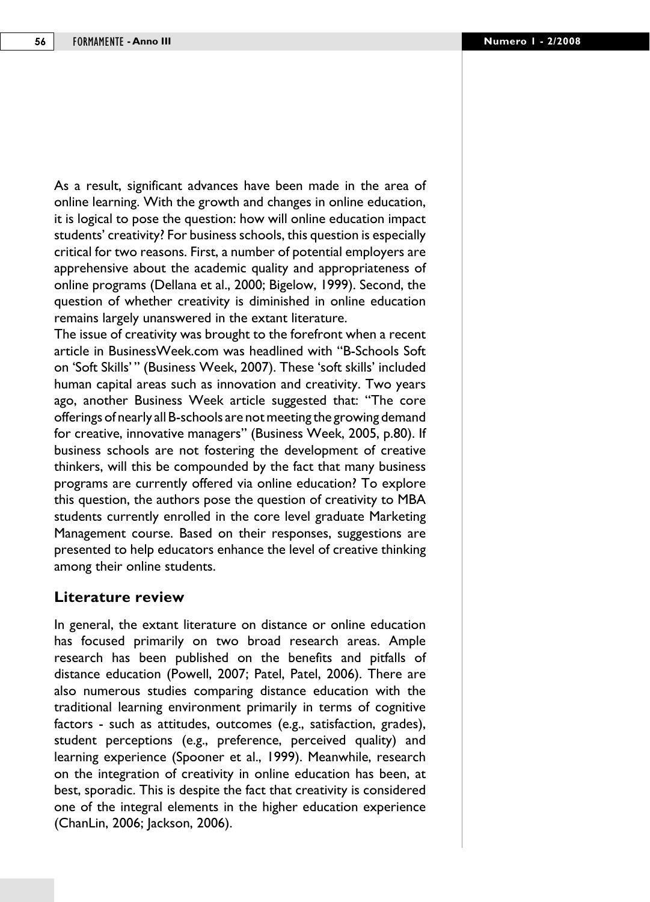As a result, significant advances have been made in the area of online learning. With the growth and changes in online education, it is logical to pose the question: how will online education impact students' creativity? For business schools, this question is especially critical for two reasons. First, a number of potential employers are apprehensive about the academic quality and appropriateness of online programs (Dellana et al., 2000; Bigelow, 1999). Second, the question of whether creativity is diminished in online education remains largely unanswered in the extant literature.

The issue of creativity was brought to the forefront when a recent article in BusinessWeek.com was headlined with "B-Schools Soft on 'Soft Skills'" (Business Week, 2007). These 'soft skills' included human capital areas such as innovation and creativity. Two years ago, another Business Week article suggested that: "The core offerings of nearly all B-schools are not meeting the growing demand for creative, innovative managers" (Business Week, 2005, p.80). If business schools are not fostering the development of creative thinkers, will this be compounded by the fact that many business programs are currently offered via online education? To explore this question, the authors pose the question of creativity to MBA students currently enrolled in the core level graduate Marketing Management course. Based on their responses, suggestions are presented to help educators enhance the level of creative thinking among their online students.

## Literature review

In general, the extant literature on distance or online education has focused primarily on two broad research areas. Ample research has been published on the benefits and pitfalls of distance education (Powell, 2007; Patel, Patel, 2006). There are also numerous studies comparing distance education with the traditional learning environment primarily in terms of cognitive factors - such as attitudes, outcomes (e.g., satisfaction, grades), student perceptions (e.g., preference, perceived quality) and learning experience (Spooner et al., 1999). Meanwhile, research on the integration of creativity in online education has been, at best, sporadic. This is despite the fact that creativity is considered one of the integral elements in the higher education experience (ChanLin, 2006; Jackson, 2006).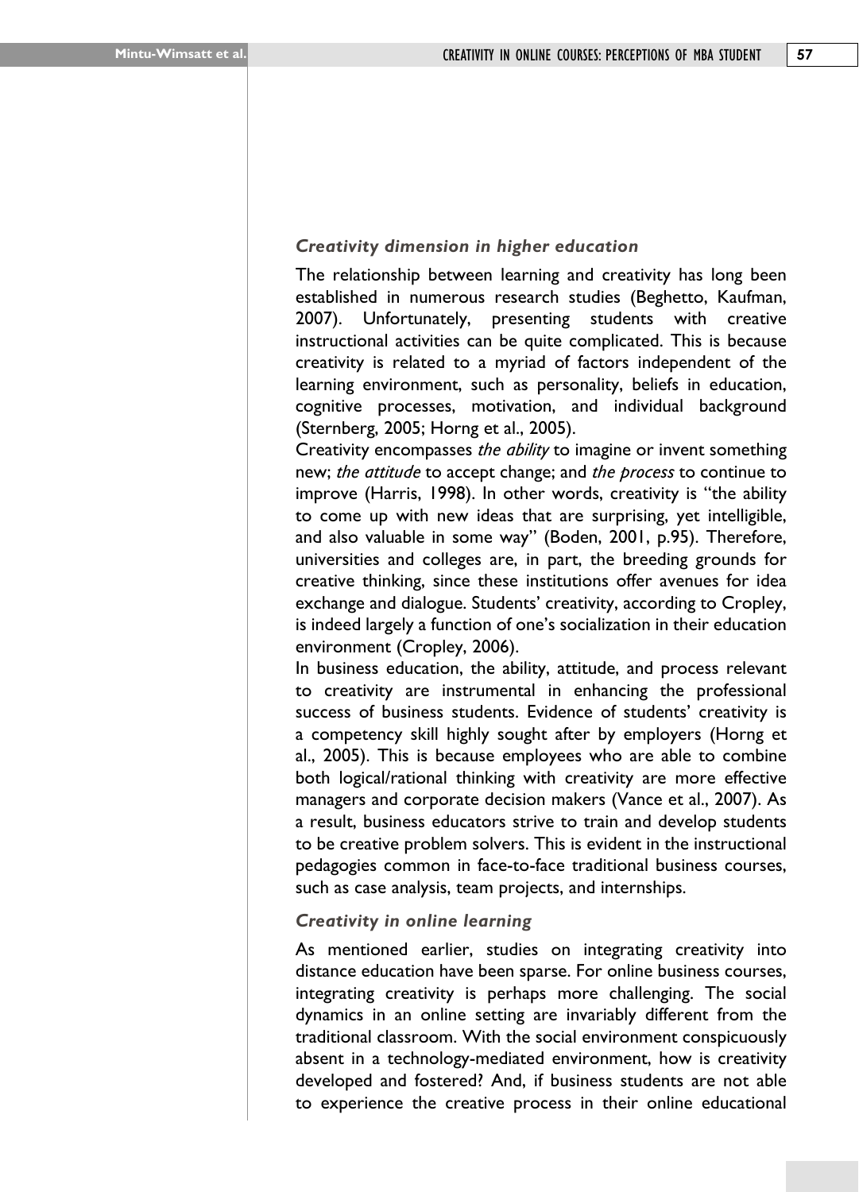### *Creativity dimension in higher education*

The relationship between learning and creativity has long been established in numerous research studies (Beghetto, Kaufman, 2007). Unfortunately, presenting students with creative instructional activities can be quite complicated. This is because creativity is related to a myriad of factors independent of the learning environment, such as personality, beliefs in education, cognitive processes, motivation, and individual background (Sternberg, 2005; Horng et al., 2005).

Creativity encompasses *the ability* to imagine or invent something new; *the attitude* to accept change; and *the process* to continue to improve (Harris, 1998). In other words, creativity is "the ability to come up with new ideas that are surprising, yet intelligible, and also valuable in some way" (Boden, 2001, p.95). Therefore, universities and colleges are, in part, the breeding grounds for creative thinking, since these institutions offer avenues for idea exchange and dialogue. Students' creativity, according to Cropley, is indeed largely a function of one's socialization in their education environment (Cropley, 2006).

In business education, the ability, attitude, and process relevant to creativity are instrumental in enhancing the professional success of business students. Evidence of students' creativity is a competency skill highly sought after by employers (Horng et al., 2005). This is because employees who are able to combine both logical/rational thinking with creativity are more effective managers and corporate decision makers (Vance et al., 2007). As a result, business educators strive to train and develop students to be creative problem solvers. This is evident in the instructional pedagogies common in face-to-face traditional business courses, such as case analysis, team projects, and internships.

### *Creativity in online learning*

As mentioned earlier, studies on integrating creativity into distance education have been sparse. For online business courses, integrating creativity is perhaps more challenging. The social dynamics in an online setting are invariably different from the traditional classroom. With the social environment conspicuously absent in a technology-mediated environment, how is creativity developed and fostered? And, if business students are not able to experience the creative process in their online educational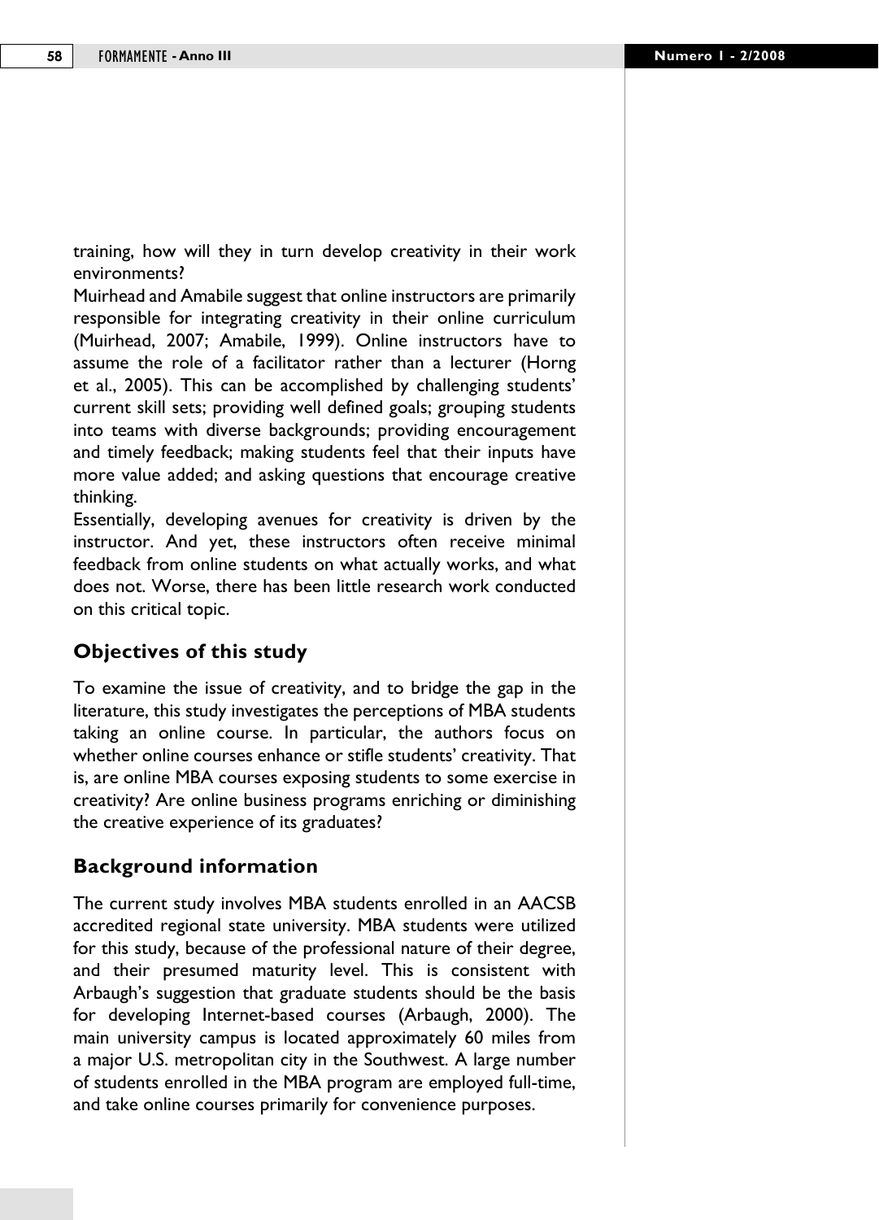training, how will they in turn develop creativity in their work environments?

Muirhead and Amabile suggest that online instructors are primarily responsible for integrating creativity in their online curriculum (Muirhead, 2007; Amabile, 1999). Online instructors have to assume the role of a facilitator rather than a lecturer (Horng et al., 2005). This can be accomplished by challenging students' current skill sets; providing well defined goals; grouping students into teams with diverse backgrounds; providing encouragement and timely feedback; making students feel that their inputs have more value added; and asking questions that encourage creative thinking.

Essentially, developing avenues for creativity is driven by the instructor. And yet, these instructors often receive minimal feedback from online students on what actually works, and what does not. Worse, there has been little research work conducted on this critical topic.

## Objectives of this study

To examine the issue of creativity, and to bridge the gap in the literature, this study investigates the perceptions of MBA students taking an online course. In particular, the authors focus on whether online courses enhance or stifle students' creativity. That is, are online MBA courses exposing students to some exercise in creativity? Are online business programs enriching or diminishing the creative experience of its graduates?

## Background information

The current study involves MBA students enrolled in an AACSB accredited regional state university. MBA students were utilized for this study, because of the professional nature of their degree, and their presumed maturity level. This is consistent with Arbaugh's suggestion that graduate students should be the basis for developing Internet-based courses (Arbaugh, 2000). The main university campus is located approximately 60 miles from a major U.S. metropolitan city in the Southwest. A large number of students enrolled in the MBA program are employed full-time, and take online courses primarily for convenience purposes.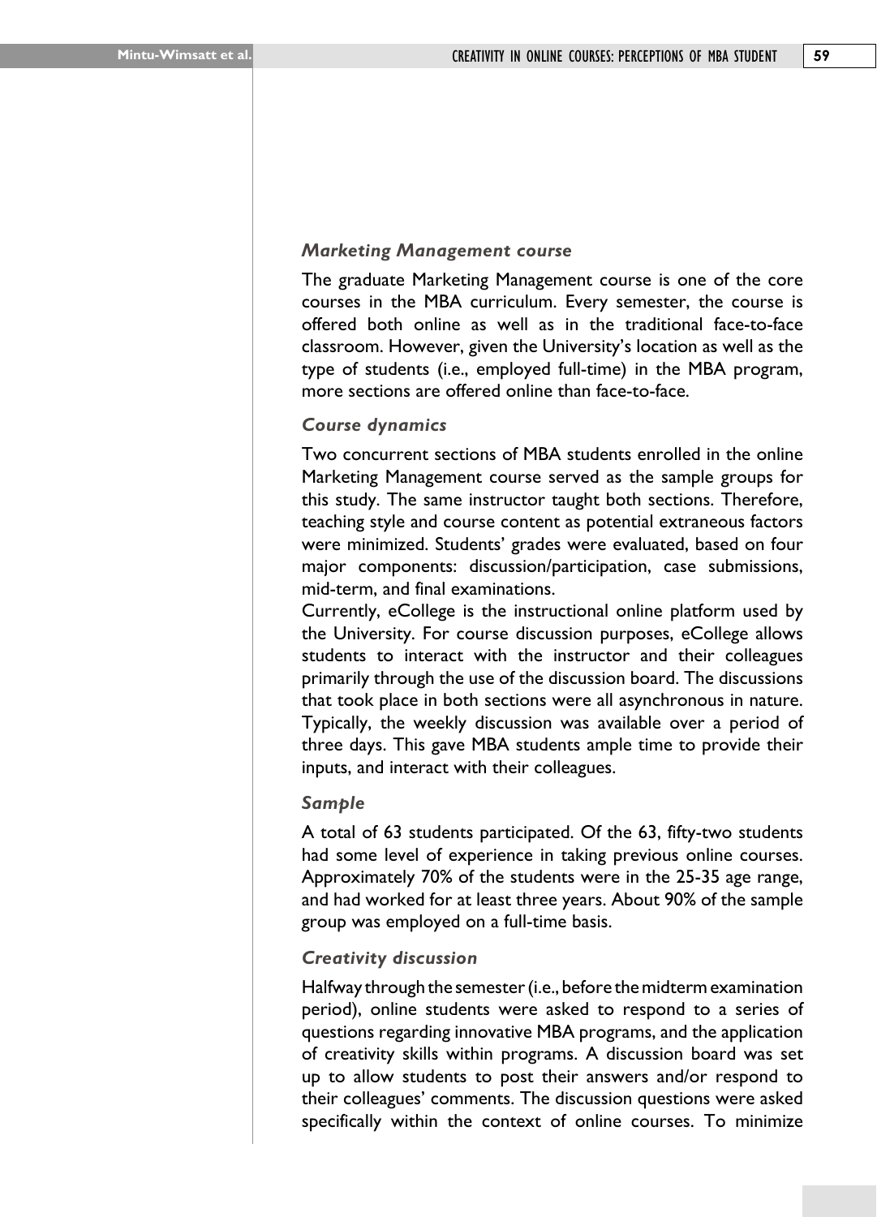### *Marketing Management course*

The graduate Marketing Management course is one of the core courses in the MBA curriculum. Every semester, the course is offered both online as well as in the traditional face-to-face classroom. However, given the University's location as well as the type of students (i.e., employed full-time) in the MBA program, more sections are offered online than face-to-face.

### *Course dynamics*

Two concurrent sections of MBA students enrolled in the online Marketing Management course served as the sample groups for this study. The same instructor taught both sections. Therefore, teaching style and course content as potential extraneous factors were minimized. Students' grades were evaluated, based on four major components: discussion/participation, case submissions, mid-term, and final examinations.

Currently, eCollege is the instructional online platform used by the University. For course discussion purposes, eCollege allows students to interact with the instructor and their colleagues primarily through the use of the discussion board. The discussions that took place in both sections were all asynchronous in nature. Typically, the weekly discussion was available over a period of three days. This gave MBA students ample time to provide their inputs, and interact with their colleagues.

### *Sample*

A total of 63 students participated. Of the 63, fifty-two students had some level of experience in taking previous online courses. Approximately 70% of the students were in the 25-35 age range, and had worked for at least three years. About 90% of the sample group was employed on a full-time basis.

### *Creativity discussion*

Halfway through the semester (i.e., before the midterm examination period), online students were asked to respond to a series of questions regarding innovative MBA programs, and the application of creativity skills within programs. A discussion board was set up to allow students to post their answers and/or respond to their colleagues' comments. The discussion questions were asked specifically within the context of online courses. To minimize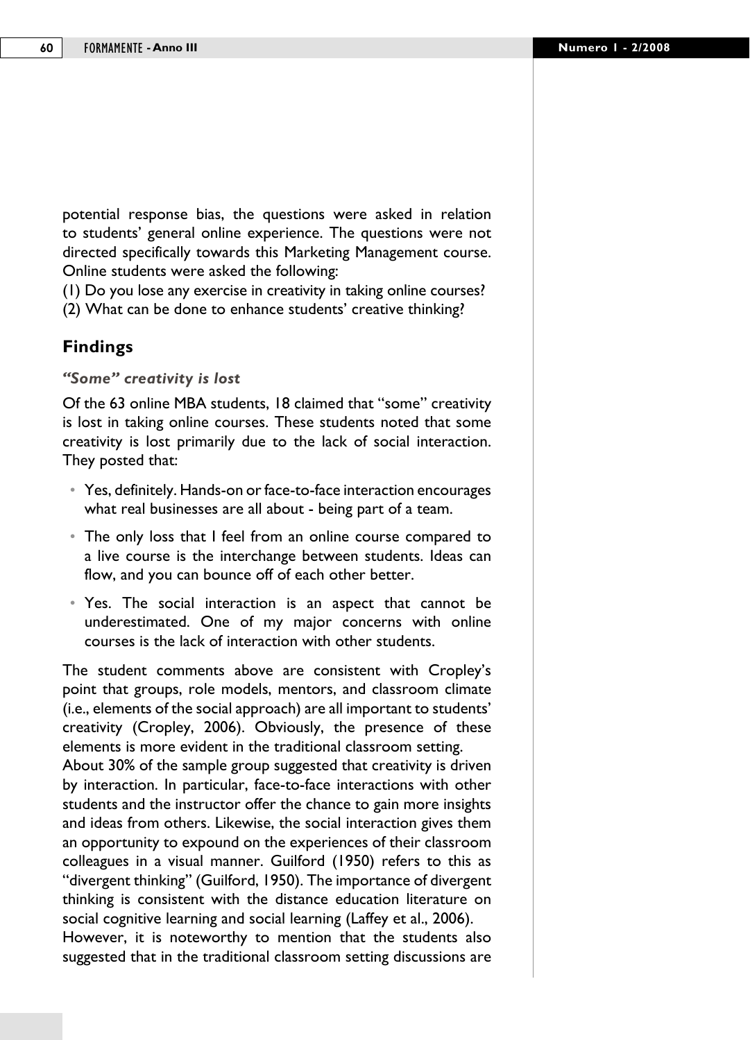potential response bias, the questions were asked in relation to students' general online experience. The questions were not directed specifically towards this Marketing Management course. Online students were asked the following:

(1) Do you lose any exercise in creativity in taking online courses?

(2) What can be done to enhance students' creative thinking?

## Findings

### *"Some" creativity is lost*

Of the 63 online MBA students, 18 claimed that "some" creativity is lost in taking online courses. These students noted that some creativity is lost primarily due to the lack of social interaction. They posted that:

- Yes, definitely. Hands-on or face-to-face interaction encourages what real businesses are all about - being part of a team.
- The only loss that I feel from an online course compared to a live course is the interchange between students. Ideas can flow, and you can bounce off of each other better.
- Yes. The social interaction is an aspect that cannot be underestimated. One of my major concerns with online courses is the lack of interaction with other students.

The student comments above are consistent with Cropley's point that groups, role models, mentors, and classroom climate (i.e., elements of the social approach) are all important to students' creativity (Cropley, 2006). Obviously, the presence of these elements is more evident in the traditional classroom setting.

About 30% of the sample group suggested that creativity is driven by interaction. In particular, face-to-face interactions with other students and the instructor offer the chance to gain more insights and ideas from others. Likewise, the social interaction gives them an opportunity to expound on the experiences of their classroom colleagues in a visual manner. Guilford (1950) refers to this as "divergent thinking" (Guilford, 1950). The importance of divergent thinking is consistent with the distance education literature on social cognitive learning and social learning (Laffey et al., 2006).

However, it is noteworthy to mention that the students also suggested that in the traditional classroom setting discussions are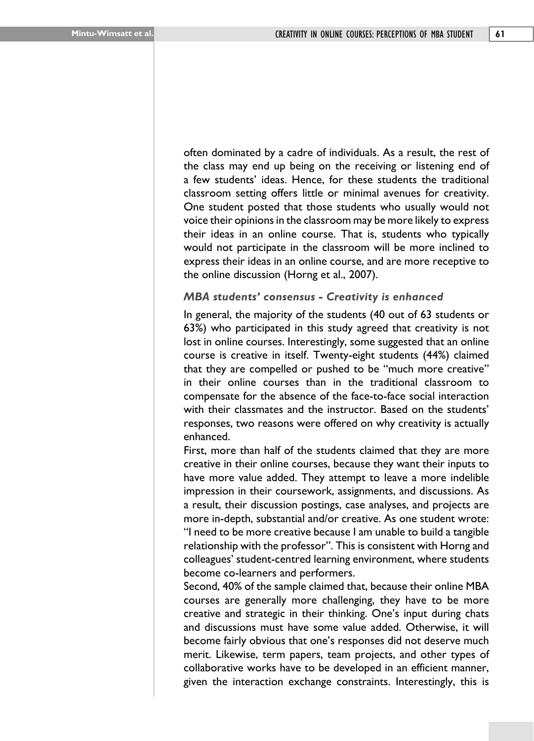often dominated by a cadre of individuals. As a result, the rest of the class may end up being on the receiving or listening end of a few students' ideas. Hence, for these students the traditional classroom setting offers little or minimal avenues for creativity. One student posted that those students who usually would not voice their opinions in the classroom may be more likely to express their ideas in an online course. That is, students who typically would not participate in the classroom will be more inclined to express their ideas in an online course, and are more receptive to the online discussion (Horng et al., 2007).

### *MBA students' consensus - Creativity is enhanced*

In general, the majority of the students (40 out of 63 students or 63%) who participated in this study agreed that creativity is not lost in online courses. Interestingly, some suggested that an online course is creative in itself. Twenty-eight students (44%) claimed that they are compelled or pushed to be "much more creative" in their online courses than in the traditional classroom to compensate for the absence of the face-to-face social interaction with their classmates and the instructor. Based on the students' responses, two reasons were offered on why creativity is actually enhanced.

First, more than half of the students claimed that they are more creative in their online courses, because they want their inputs to have more value added. They attempt to leave a more indelible impression in their coursework, assignments, and discussions. As a result, their discussion postings, case analyses, and projects are more in-depth, substantial and/or creative. As one student wrote: "I need to be more creative because I am unable to build a tangible relationship with the professor". This is consistent with Horng and colleagues' student-centred learning environment, where students become co-learners and performers.

Second, 40% of the sample claimed that, because their online MBA courses are generally more challenging, they have to be more creative and strategic in their thinking. One's input during chats and discussions must have some value added. Otherwise, it will become fairly obvious that one's responses did not deserve much merit. Likewise, term papers, team projects, and other types of collaborative works have to be developed in an efficient manner, given the interaction exchange constraints. Interestingly, this is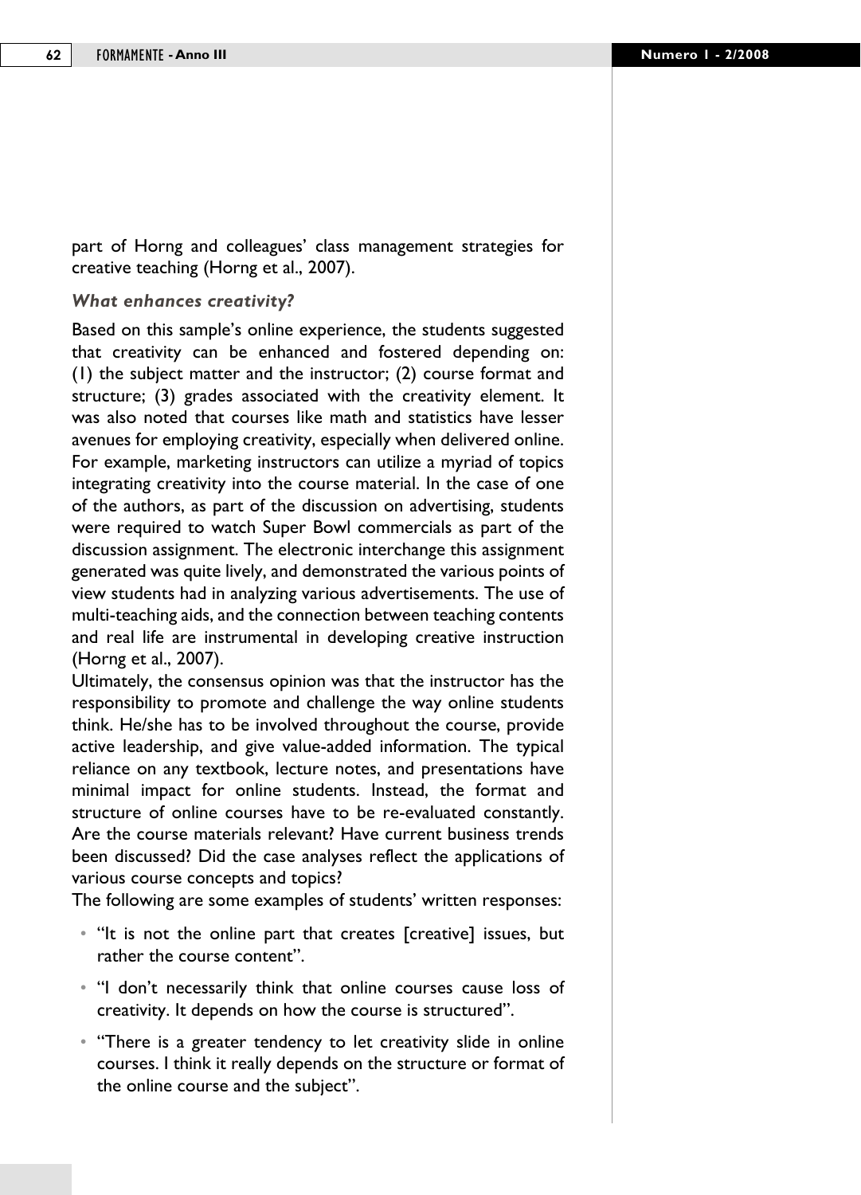part of Horng and colleagues' class management strategies for creative teaching (Horng et al., 2007).

### *What enhances creativity?*

Based on this sample's online experience, the students suggested that creativity can be enhanced and fostered depending on: (1) the subject matter and the instructor; (2) course format and structure; (3) grades associated with the creativity element. It was also noted that courses like math and statistics have lesser avenues for employing creativity, especially when delivered online. For example, marketing instructors can utilize a myriad of topics integrating creativity into the course material. In the case of one of the authors, as part of the discussion on advertising, students were required to watch Super Bowl commercials as part of the discussion assignment. The electronic interchange this assignment generated was quite lively, and demonstrated the various points of view students had in analyzing various advertisements. The use of multi-teaching aids, and the connection between teaching contents and real life are instrumental in developing creative instruction (Horng et al., 2007).

Ultimately, the consensus opinion was that the instructor has the responsibility to promote and challenge the way online students think. He/she has to be involved throughout the course, provide active leadership, and give value-added information. The typical reliance on any textbook, lecture notes, and presentations have minimal impact for online students. Instead, the format and structure of online courses have to be re-evaluated constantly. Are the course materials relevant? Have current business trends been discussed? Did the case analyses reflect the applications of various course concepts and topics?

The following are some examples of students' written responses:

- "It is not the online part that creates [creative] issues, but rather the course content".
- "I don't necessarily think that online courses cause loss of creativity. It depends on how the course is structured".
- "There is a greater tendency to let creativity slide in online courses. I think it really depends on the structure or format of the online course and the subject".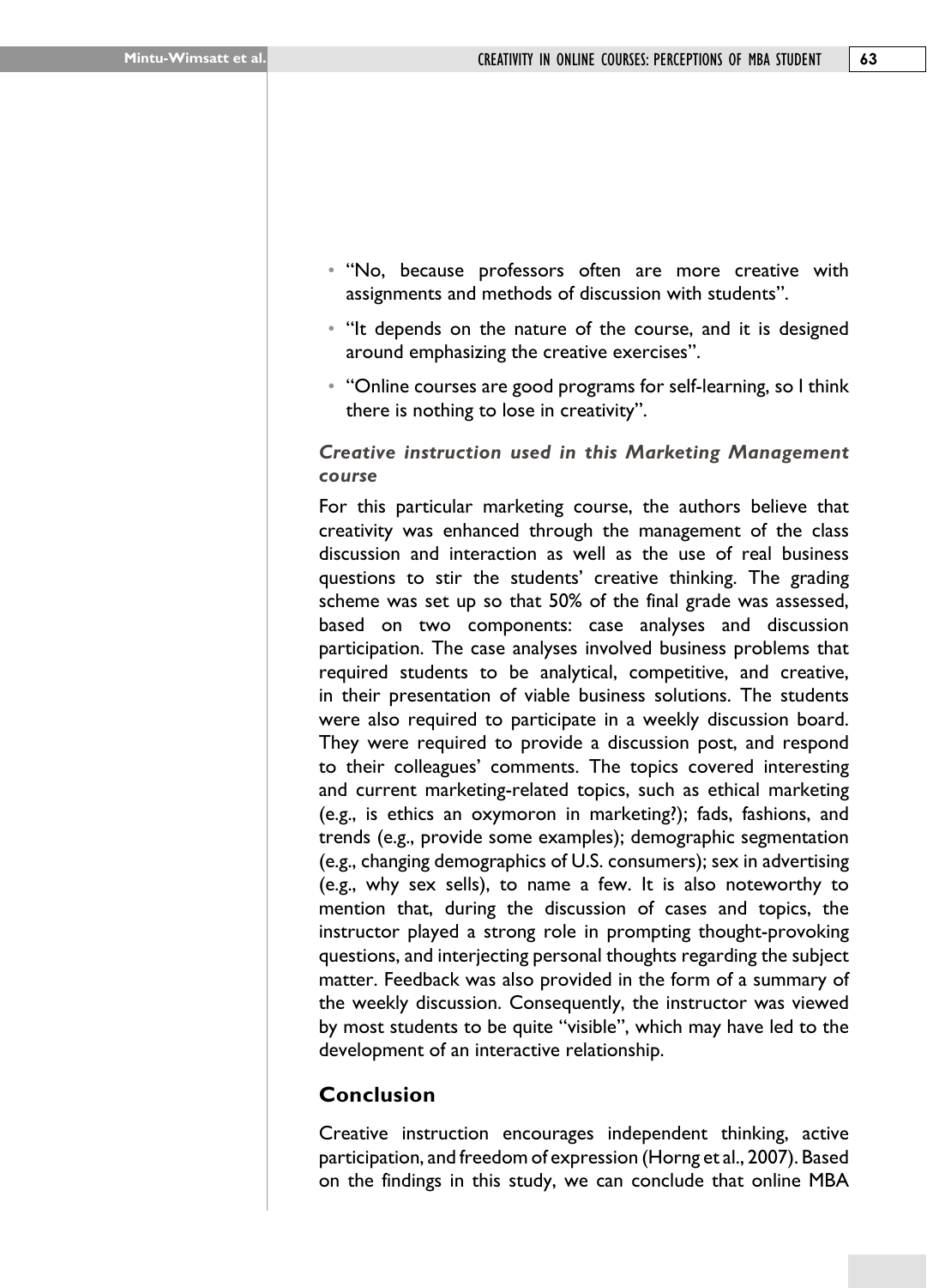- "No, because professors often are more creative with assignments and methods of discussion with students".
- "It depends on the nature of the course, and it is designed around emphasizing the creative exercises".
- "Online courses are good programs for self-learning, so I think there is nothing to lose in creativity".

### *Creative instruction used in this Marketing Management course*

For this particular marketing course, the authors believe that creativity was enhanced through the management of the class discussion and interaction as well as the use of real business questions to stir the students' creative thinking. The grading scheme was set up so that 50% of the final grade was assessed, based on two components: case analyses and discussion participation. The case analyses involved business problems that required students to be analytical, competitive, and creative, in their presentation of viable business solutions. The students were also required to participate in a weekly discussion board. They were required to provide a discussion post, and respond to their colleagues' comments. The topics covered interesting and current marketing-related topics, such as ethical marketing (e.g., is ethics an oxymoron in marketing?); fads, fashions, and trends (e.g., provide some examples); demographic segmentation (e.g., changing demographics of U.S. consumers); sex in advertising (e.g., why sex sells), to name a few. It is also noteworthy to mention that, during the discussion of cases and topics, the instructor played a strong role in prompting thought-provoking questions, and interjecting personal thoughts regarding the subject matter. Feedback was also provided in the form of a summary of the weekly discussion. Consequently, the instructor was viewed by most students to be quite "visible", which may have led to the development of an interactive relationship.

## Conclusion

Creative instruction encourages independent thinking, active participation, and freedom of expression (Horng et al., 2007). Based on the findings in this study, we can conclude that online MBA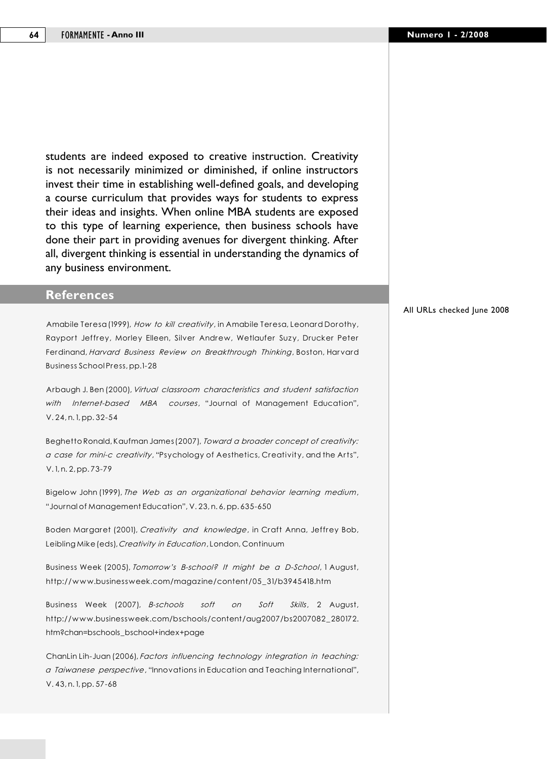students are indeed exposed to creative instruction. Creativity is not necessarily minimized or diminished, if online instructors invest their time in establishing well-defined goals, and developing a course curriculum that provides ways for students to express their ideas and insights. When online MBA students are exposed to this type of learning experience, then business schools have done their part in providing avenues for divergent thinking. After all, divergent thinking is essential in understanding the dynamics of any business environment.

## References

All URLs checked June 2008

Amabile Teresa (1999), *How to kill creativity*, in Amabile Teresa, Leonard Dorothy, Rayport Jeffrey, Morley Elleen, Silver Andrew, Wetlaufer Suzy, Drucker Peter Ferdinand, *Harvard Business Review on Breakthrough Thinking*, Boston, Harvard Business School Press, pp.1-28

Arbaugh J. Ben (2000), *Virtual classroom characteristics and student satisfaction with Internet-based MBA courses*, "Journal of Management Education", V. 24, n. 1, pp. 32-54

Beghetto Ronald, Kaufman James (2007), *Toward a broader concept of creativity: a case for mini-c creativity*, "Psychology of Aesthetics, Creativity, and the Arts", V. 1, n. 2, pp. 73-79

Bigelow John (1999), *The Web as an organizational behavior learning medium*, "Journal of Management Education", V. 23, n. 6, pp. 635-650

Boden Margaret (2001), *Creativity and knowledge*, in Craft Anna, Jeffrey Bob, Leibling Mike (eds), *Creativity in Education*, London, Continuum

Business Week (2005), *Tomorrow's B-school? It might be a D-School*, 1 August, http://www.businessweek.com/magazine/content/05_31/b3945418.htm

Business Week (2007), *B-schools soft on Soft Skills*, 2 August, http://www.businessweek.com/bschools/content/aug2007/bs2007082_280172.htm?chan=bschools_bschool+index+page

ChanLin Lih-Juan (2006), *Factors influencing technology integration in teaching: a Taiwanese perspective*, "Innovations in Education and Teaching International", V. 43, n. 1, pp. 57-68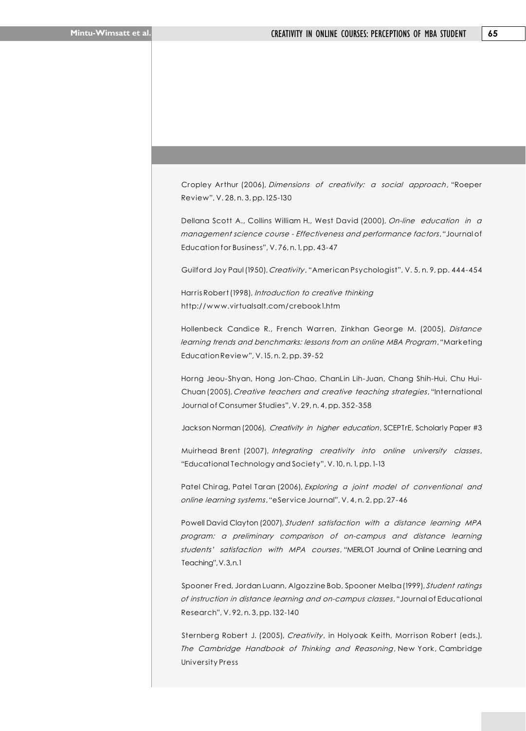Cropley Arthur (2006), *Dimensions of creativity: a social approach*, "Roeper Review", V. 28, n. 3, pp. 125-130

Dellana Scott A., Collins William H., West David (2000), *On-line education in a management science course - Effectiveness and performance factors*, "Journal of Education for Business", V. 76, n. 1, pp. 43-47

Guilford Joy Paul (1950), *Creativity*, "American Psychologist", V. 5, n. 9, pp. 444-454

Harris Robert (1998), *Introduction to creative thinking*
http://www.virtualsalt.com/crebook1.htm

Hollenbeck Candice R., French Warren, Zinkhan George M. (2005), *Distance learning trends and benchmarks: lessons from an online MBA Program*, "Marketing Education Review", V. 15, n. 2, pp. 39-52

Horng Jeou-Shyan, Hong Jon-Chao, ChanLin Lih-Juan, Chang Shih-Hui, Chu Hui-Chuan (2005), *Creative teachers and creative teaching strategies*, "International Journal of Consumer Studies", V. 29, n. 4, pp. 352-358

Jackson Norman (2006), *Creativity in higher education*, SCEPTrE, Scholarly Paper #3

Muirhead Brent (2007), *Integrating creativity into online university classes*, "Educational Technology and Society", V. 10, n. 1, pp. 1-13

Patel Chirag, Patel Taran (2006), *Exploring a joint model of conventional and online learning systems*, "eService Journal", V. 4, n. 2, pp. 27-46

Powell David Clayton (2007), *Student satisfaction with a distance learning MPA program: a preliminary comparison of on-campus and distance learning students' satisfaction with MPA courses*, "MERLOT Journal of Online Learning and Teaching", V. 3, n. 1

Spooner Fred, Jordan Luann, Algozzine Bob, Spooner Melba (1999), *Student ratings of instruction in distance learning and on-campus classes*, "Journal of Educational Research", V. 92, n. 3, pp. 132-140

Sternberg Robert J. (2005), *Creativity*, in Holyoak Keith, Morrison Robert (eds.), *The Cambridge Handbook of Thinking and Reasoning*, New York, Cambridge University Press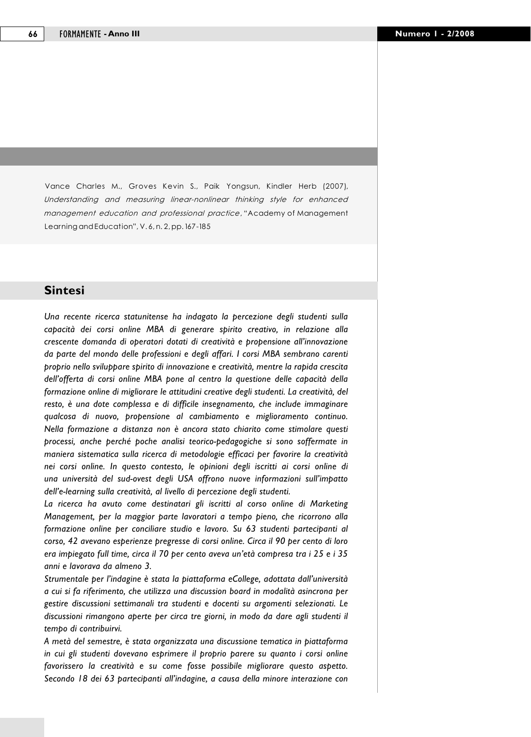Vance Charles M., Groves Kevin S., Paik Yongsun, Kindler Herb (2007), *Understanding and measuring linear-nonlinear thinking style for enhanced management education and professional practice*, "Academy of Management Learning and Education", V. 6, n. 2, pp. 167-185

## Sintesi

*Una recente ricerca statunitense ha indagato la percezione degli studenti sulla capacità dei corsi online MBA di generare spirito creativo, in relazione alla crescente domanda di operatori dotati di creatività e propensione all'innovazione da parte del mondo delle professioni e degli affari. I corsi MBA sembrano carenti proprio nello sviluppare spirito di innovazione e creatività, mentre la rapida crescita dell'offerta di corsi online MBA pone al centro la questione delle capacità della formazione online di migliorare le attitudini creative degli studenti. La creatività, del resto, è una dote complessa e di difficile insegnamento, che include immaginare qualcosa di nuovo, propensione al cambiamento e miglioramento continuo. Nella formazione a distanza non è ancora stato chiarito come stimolare questi processi, anche perché poche analisi teorico-pedagogiche si sono soffermate in maniera sistematica sulla ricerca di metodologie efficaci per favorire la creatività nei corsi online. In questo contesto, le opinioni degli iscritti ai corsi online di una università del sud-ovest degli USA offrono nuove informazioni sull'impatto dell'e-learning sulla creatività, al livello di percezione degli studenti.*

*La ricerca ha avuto come destinatari gli iscritti al corso online di Marketing Management, per la maggior parte lavoratori a tempo pieno, che ricorrono alla formazione online per conciliare studio e lavoro. Su 63 studenti partecipanti al corso, 42 avevano esperienze pregresse di corsi online. Circa il 90 per cento di loro era impiegato full time, circa il 70 per cento aveva un'età compresa tra i 25 e i 35 anni e lavorava da almeno 3.*

*Strumentale per l'indagine è stata la piattaforma eCollege, adottata dall'università a cui si fa riferimento, che utilizza una discussion board in modalità asincrona per gestire discussioni settimanali tra studenti e docenti su argomenti selezionati. Le discussioni rimangono aperte per circa tre giorni, in modo da dare agli studenti il tempo di contribuirvi.*

*A metà del semestre, è stata organizzata una discussione tematica in piattaforma in cui gli studenti dovevano esprimere il proprio parere su quanto i corsi online favorissero la creatività e su come fosse possibile migliorare questo aspetto. Secondo 18 dei 63 partecipanti all'indagine, a causa della minore interazione con*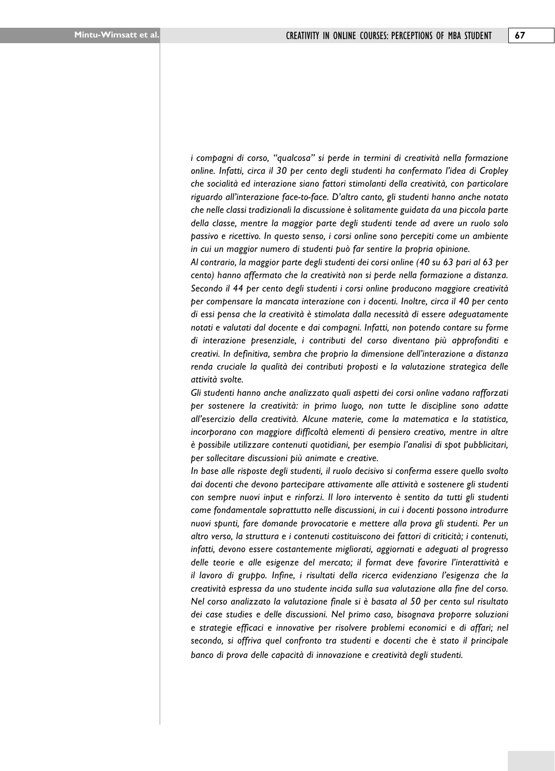*i compagni di corso, "qualcosa" si perde in termini di creatività nella formazione online. Infatti, circa il 30 per cento degli studenti ha confermato l'idea di Cropley che socialità ed interazione siano fattori stimolanti della creatività, con particolare riguardo all'interazione face-to-face. D'altro canto, gli studenti hanno anche notato che nelle classi tradizionali la discussione è solitamente guidata da una piccola parte della classe, mentre la maggior parte degli studenti tende ad avere un ruolo solo passivo e ricettivo. In questo senso, i corsi online sono percepiti come un ambiente in cui un maggior numero di studenti può far sentire la propria opinione.*

*Al contrario, la maggior parte degli studenti dei corsi online (40 su 63 pari al 63 per cento) hanno affermato che la creatività non si perde nella formazione a distanza. Secondo il 44 per cento degli studenti i corsi online producono maggiore creatività per compensare la mancata interazione con i docenti. Inoltre, circa il 40 per cento di essi pensa che la creatività è stimolata dalla necessità di essere adeguatamente notati e valutati dal docente e dai compagni. Infatti, non potendo contare su forme di interazione presenziale, i contributi del corso diventano più approfonditi e creativi. In definitiva, sembra che proprio la dimensione dell'interazione a distanza renda cruciale la qualità dei contributi proposti e la valutazione strategica delle attività svolte.*

*Gli studenti hanno anche analizzato quali aspetti dei corsi online vadano rafforzati per sostenere la creatività: in primo luogo, non tutte le discipline sono adatte all'esercizio della creatività. Alcune materie, come la matematica e la statistica, incorporano con maggiore difficoltà elementi di pensiero creativo, mentre in altre è possibile utilizzare contenuti quotidiani, per esempio l'analisi di spot pubblicitari, per sollecitare discussioni più animate e creative.*

*In base alle risposte degli studenti, il ruolo decisivo si conferma essere quello svolto dai docenti che devono partecipare attivamente alle attività e sostenere gli studenti con sempre nuovi input e rinforzi. Il loro intervento è sentito da tutti gli studenti come fondamentale soprattutto nelle discussioni, in cui i docenti possono introdurre nuovi spunti, fare domande provocatorie e mettere alla prova gli studenti. Per un altro verso, la struttura e i contenuti costituiscono dei fattori di criticità; i contenuti, infatti, devono essere costantemente migliorati, aggiornati e adeguati al progresso delle teorie e alle esigenze del mercato; il format deve favorire l'interattività e il lavoro di gruppo. Infine, i risultati della ricerca evidenziano l'esigenza che la creatività espressa da uno studente incida sulla sua valutazione alla fine del corso. Nel corso analizzato la valutazione finale si è basata al 50 per cento sul risultato dei case studies e delle discussioni. Nel primo caso, bisognava proporre soluzioni e strategie efficaci e innovative per risolvere problemi economici e di affari; nel secondo, si offriva quel confronto tra studenti e docenti che è stato il principale banco di prova delle capacità di innovazione e creatività degli studenti.*